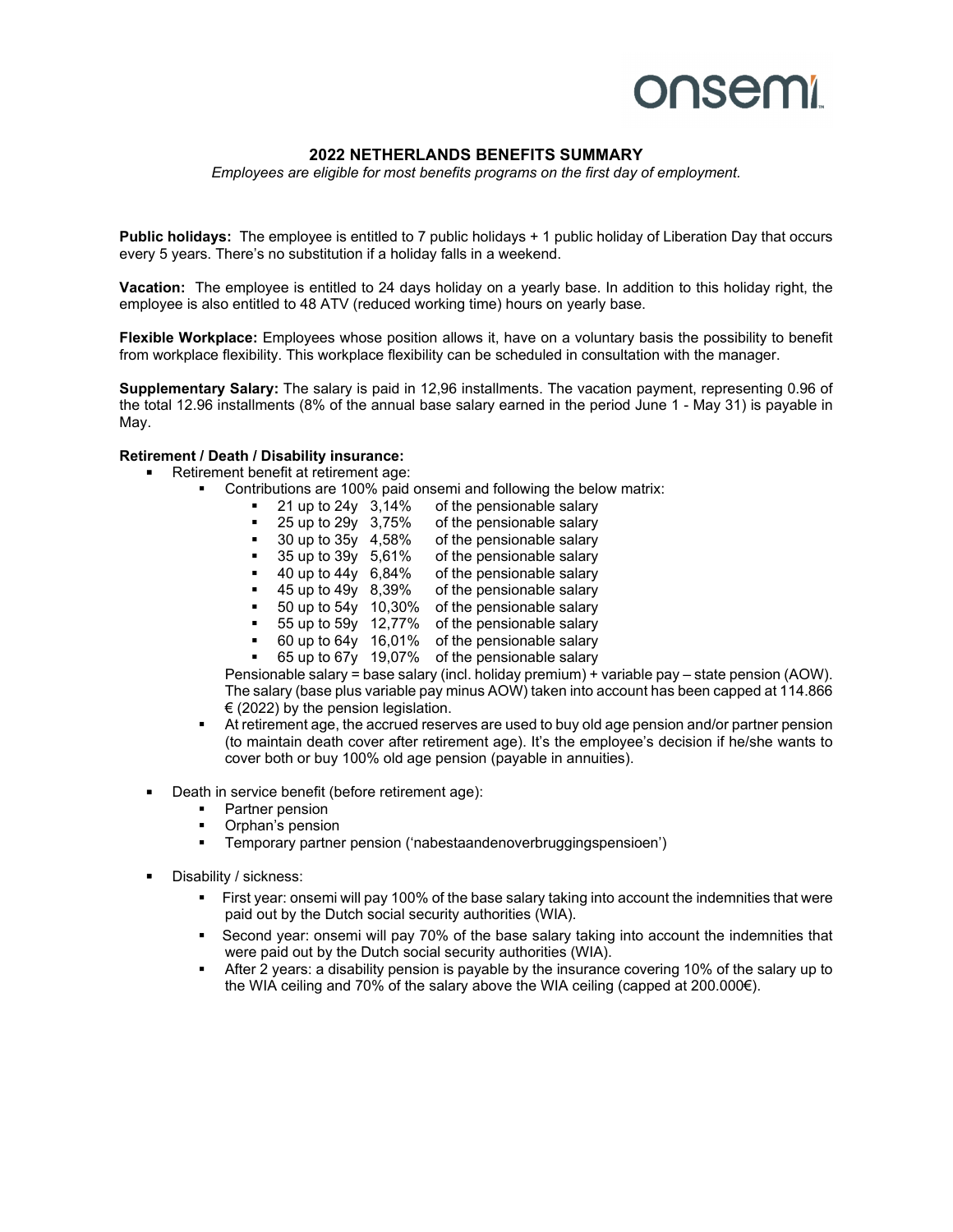onsemi

## 2022 NETHERLANDS BENEFITS SUMMARY

*Employees are eligible for most benefits programs on the first day of employment.*

**Public holidays:** The employee is entitled to 7 public holidays + 1 public holiday of Liberation Day that occurs every 5 years. There's no substitution if a holiday falls in a weekend.

**Vacation:** The employee is entitled to 24 days holiday on a yearly base. In addition to this holiday right, the employee is also entitled to 48 ATV (reduced working time) hours on yearly base.

**Flexible Workplace:** Employees whose position allows it, have on a voluntary basis the possibility to benefit from workplace flexibility. This workplace flexibility can be scheduled in consultation with the manager.

**Supplementary Salary:** The salary is paid in 12,96 installments. The vacation payment, representing 0.96 of the total 12.96 installments (8% of the annual base salary earned in the period June 1 - May 31) is payable in May.

**Retirement / Death / Disability insurance:**

- Retirement benefit at retirement age:
  - Contributions are 100% paid onsemi and following the below matrix:
    - 21 up to 24y 3,14% of the pensionable salary
    - 25 up to 29y 3,75% of the pensionable salary
    - 30 up to 35y 4,58% of the pensionable salary
    - 35 up to 39y 5,61% of the pensionable salary
    - 40 up to 44y 6,84% of the pensionable salary
    - 45 up to 49y 8,39% of the pensionable salary
    - 50 up to 54y 10,30% of the pensionable salary
    - 55 up to 59y 12,77% of the pensionable salary
    - 60 up to 64y 16,01% of the pensionable salary
    - 65 up to 67y 19,07% of the pensionable salary

    Pensionable salary = base salary (incl. holiday premium) + variable pay – state pension (AOW). The salary (base plus variable pay minus AOW) taken into account has been capped at 114.866 € (2022) by the pension legislation.
  - At retirement age, the accrued reserves are used to buy old age pension and/or partner pension (to maintain death cover after retirement age). It's the employee's decision if he/she wants to cover both or buy 100% old age pension (payable in annuities).
- Death in service benefit (before retirement age):
  - Partner pension
  - Orphan's pension
  - Temporary partner pension ('nabestaandenoverbruggingspensioen')
- Disability / sickness:
  - First year: onsemi will pay 100% of the base salary taking into account the indemnities that were paid out by the Dutch social security authorities (WIA).
  - Second year: onsemi will pay 70% of the base salary taking into account the indemnities that were paid out by the Dutch social security authorities (WIA).
  - After 2 years: a disability pension is payable by the insurance covering 10% of the salary up to the WIA ceiling and 70% of the salary above the WIA ceiling (capped at 200.000€).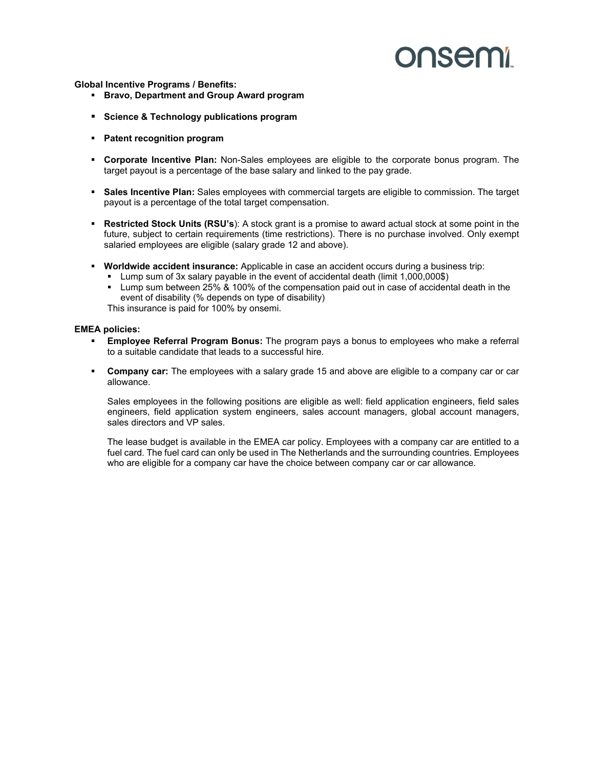**Global Incentive Programs / Benefits:**

- **Bravo, Department and Group Award program**
- **Science & Technology publications program**
- **Patent recognition program**
- **Corporate Incentive Plan:** Non-Sales employees are eligible to the corporate bonus program. The target payout is a percentage of the base salary and linked to the pay grade.
- **Sales Incentive Plan:** Sales employees with commercial targets are eligible to commission. The target payout is a percentage of the total target compensation.
- **Restricted Stock Units (RSU's)**: A stock grant is a promise to award actual stock at some point in the future, subject to certain requirements (time restrictions). There is no purchase involved. Only exempt salaried employees are eligible (salary grade 12 and above).
- **Worldwide accident insurance:** Applicable in case an accident occurs during a business trip:
  - Lump sum of 3x salary payable in the event of accidental death (limit 1,000,000$)
  - Lump sum between 25% & 100% of the compensation paid out in case of accidental death in the event of disability (% depends on type of disability)

  This insurance is paid for 100% by onsemi.

**EMEA policies:**

- **Employee Referral Program Bonus:** The program pays a bonus to employees who make a referral to a suitable candidate that leads to a successful hire.
- **Company car:** The employees with a salary grade 15 and above are eligible to a company car or car allowance.

  Sales employees in the following positions are eligible as well: field application engineers, field sales engineers, field application system engineers, sales account managers, global account managers, sales directors and VP sales.

  The lease budget is available in the EMEA car policy. Employees with a company car are entitled to a fuel card. The fuel card can only be used in The Netherlands and the surrounding countries. Employees who are eligible for a company car have the choice between company car or car allowance.